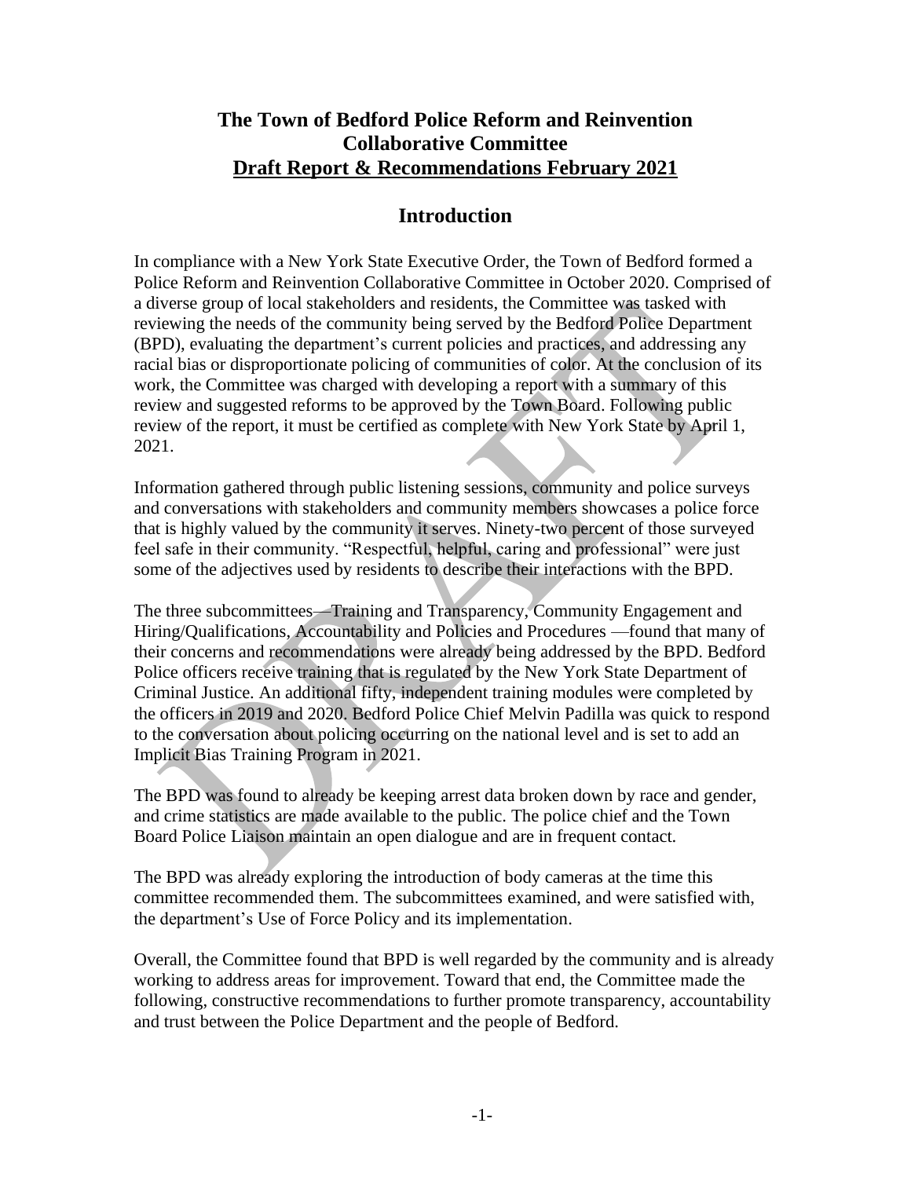# The Town of Bedford Police Reform and Reinvention Collaborative Committee

## Draft Report & Recommendations February 2021

## Introduction

In compliance with a New York State Executive Order, the Town of Bedford formed a Police Reform and Reinvention Collaborative Committee in October 2020. Comprised of a diverse group of local stakeholders and residents, the Committee was tasked with reviewing the needs of the community being served by the Bedford Police Department (BPD), evaluating the department's current policies and practices, and addressing any racial bias or disproportionate policing of communities of color. At the conclusion of its work, the Committee was charged with developing a report with a summary of this review and suggested reforms to be approved by the Town Board. Following public review of the report, it must be certified as complete with New York State by April 1, 2021.

Information gathered through public listening sessions, community and police surveys and conversations with stakeholders and community members showcases a police force that is highly valued by the community it serves. Ninety-two percent of those surveyed feel safe in their community. "Respectful, helpful, caring and professional" were just some of the adjectives used by residents to describe their interactions with the BPD.

The three subcommittees—Training and Transparency, Community Engagement and Hiring/Qualifications, Accountability and Policies and Procedures —found that many of their concerns and recommendations were already being addressed by the BPD. Bedford Police officers receive training that is regulated by the New York State Department of Criminal Justice. An additional fifty, independent training modules were completed by the officers in 2019 and 2020. Bedford Police Chief Melvin Padilla was quick to respond to the conversation about policing occurring on the national level and is set to add an Implicit Bias Training Program in 2021.

The BPD was found to already be keeping arrest data broken down by race and gender, and crime statistics are made available to the public. The police chief and the Town Board Police Liaison maintain an open dialogue and are in frequent contact.

The BPD was already exploring the introduction of body cameras at the time this committee recommended them. The subcommittees examined, and were satisfied with, the department's Use of Force Policy and its implementation.

Overall, the Committee found that BPD is well regarded by the community and is already working to address areas for improvement. Toward that end, the Committee made the following, constructive recommendations to further promote transparency, accountability and trust between the Police Department and the people of Bedford.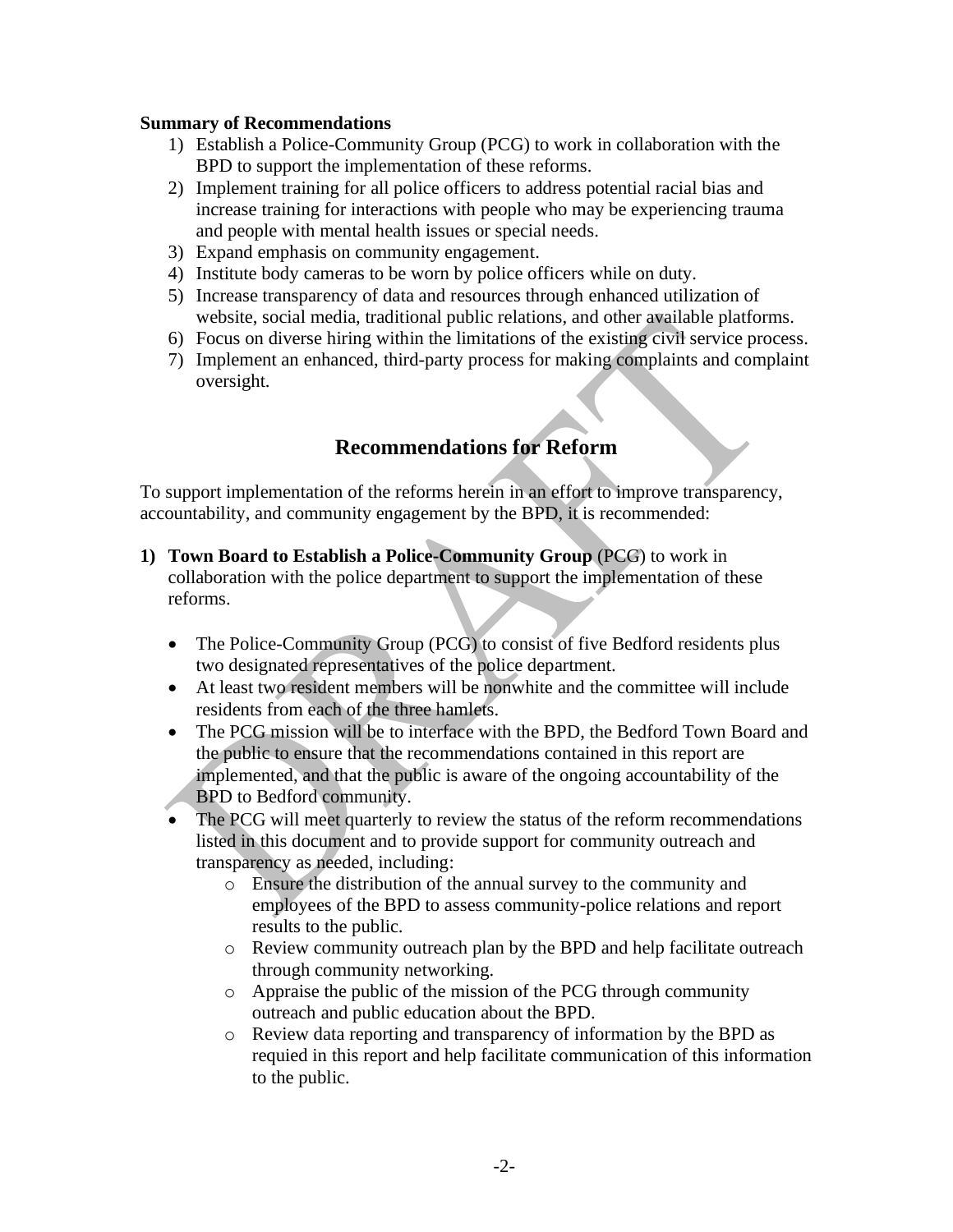**Summary of Recommendations**

1) Establish a Police-Community Group (PCG) to work in collaboration with the BPD to support the implementation of these reforms.
2) Implement training for all police officers to address potential racial bias and increase training for interactions with people who may be experiencing trauma and people with mental health issues or special needs.
3) Expand emphasis on community engagement.
4) Institute body cameras to be worn by police officers while on duty.
5) Increase transparency of data and resources through enhanced utilization of website, social media, traditional public relations, and other available platforms.
6) Focus on diverse hiring within the limitations of the existing civil service process.
7) Implement an enhanced, third-party process for making complaints and complaint oversight.

## Recommendations for Reform

To support implementation of the reforms herein in an effort to improve transparency, accountability, and community engagement by the BPD, it is recommended:

1) **Town Board to Establish a Police-Community Group** (PCG) to work in collaboration with the police department to support the implementation of these reforms.

   - The Police-Community Group (PCG) to consist of five Bedford residents plus two designated representatives of the police department.
   - At least two resident members will be nonwhite and the committee will include residents from each of the three hamlets.
   - The PCG mission will be to interface with the BPD, the Bedford Town Board and the public to ensure that the recommendations contained in this report are implemented, and that the public is aware of the ongoing accountability of the BPD to Bedford community.
   - The PCG will meet quarterly to review the status of the reform recommendations listed in this document and to provide support for community outreach and transparency as needed, including:
     - Ensure the distribution of the annual survey to the community and employees of the BPD to assess community-police relations and report results to the public.
     - Review community outreach plan by the BPD and help facilitate outreach through community networking.
     - Appraise the public of the mission of the PCG through community outreach and public education about the BPD.
     - Review data reporting and transparency of information by the BPD as requied in this report and help facilitate communication of this information to the public.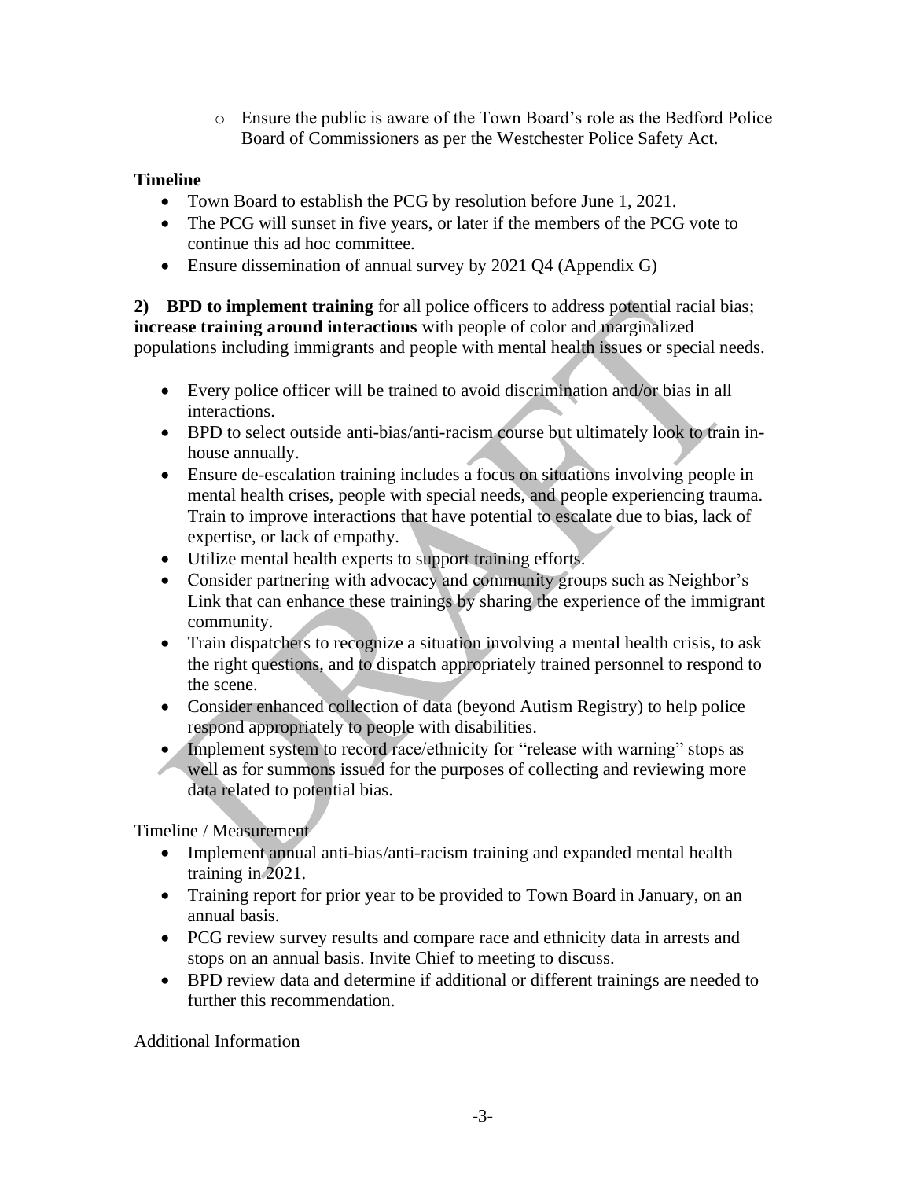- Ensure the public is aware of the Town Board's role as the Bedford Police Board of Commissioners as per the Westchester Police Safety Act.

**Timeline**

- Town Board to establish the PCG by resolution before June 1, 2021.
- The PCG will sunset in five years, or later if the members of the PCG vote to continue this ad hoc committee.
- Ensure dissemination of annual survey by 2021 Q4 (Appendix G)

**2) BPD to implement training** for all police officers to address potential racial bias; **increase training around interactions** with people of color and marginalized populations including immigrants and people with mental health issues or special needs.

- Every police officer will be trained to avoid discrimination and/or bias in all interactions.
- BPD to select outside anti-bias/anti-racism course but ultimately look to train in-house annually.
- Ensure de-escalation training includes a focus on situations involving people in mental health crises, people with special needs, and people experiencing trauma. Train to improve interactions that have potential to escalate due to bias, lack of expertise, or lack of empathy.
- Utilize mental health experts to support training efforts.
- Consider partnering with advocacy and community groups such as Neighbor's Link that can enhance these trainings by sharing the experience of the immigrant community.
- Train dispatchers to recognize a situation involving a mental health crisis, to ask the right questions, and to dispatch appropriately trained personnel to respond to the scene.
- Consider enhanced collection of data (beyond Autism Registry) to help police respond appropriately to people with disabilities.
- Implement system to record race/ethnicity for "release with warning" stops as well as for summons issued for the purposes of collecting and reviewing more data related to potential bias.

Timeline / Measurement

- Implement annual anti-bias/anti-racism training and expanded mental health training in 2021.
- Training report for prior year to be provided to Town Board in January, on an annual basis.
- PCG review survey results and compare race and ethnicity data in arrests and stops on an annual basis. Invite Chief to meeting to discuss.
- BPD review data and determine if additional or different trainings are needed to further this recommendation.

Additional Information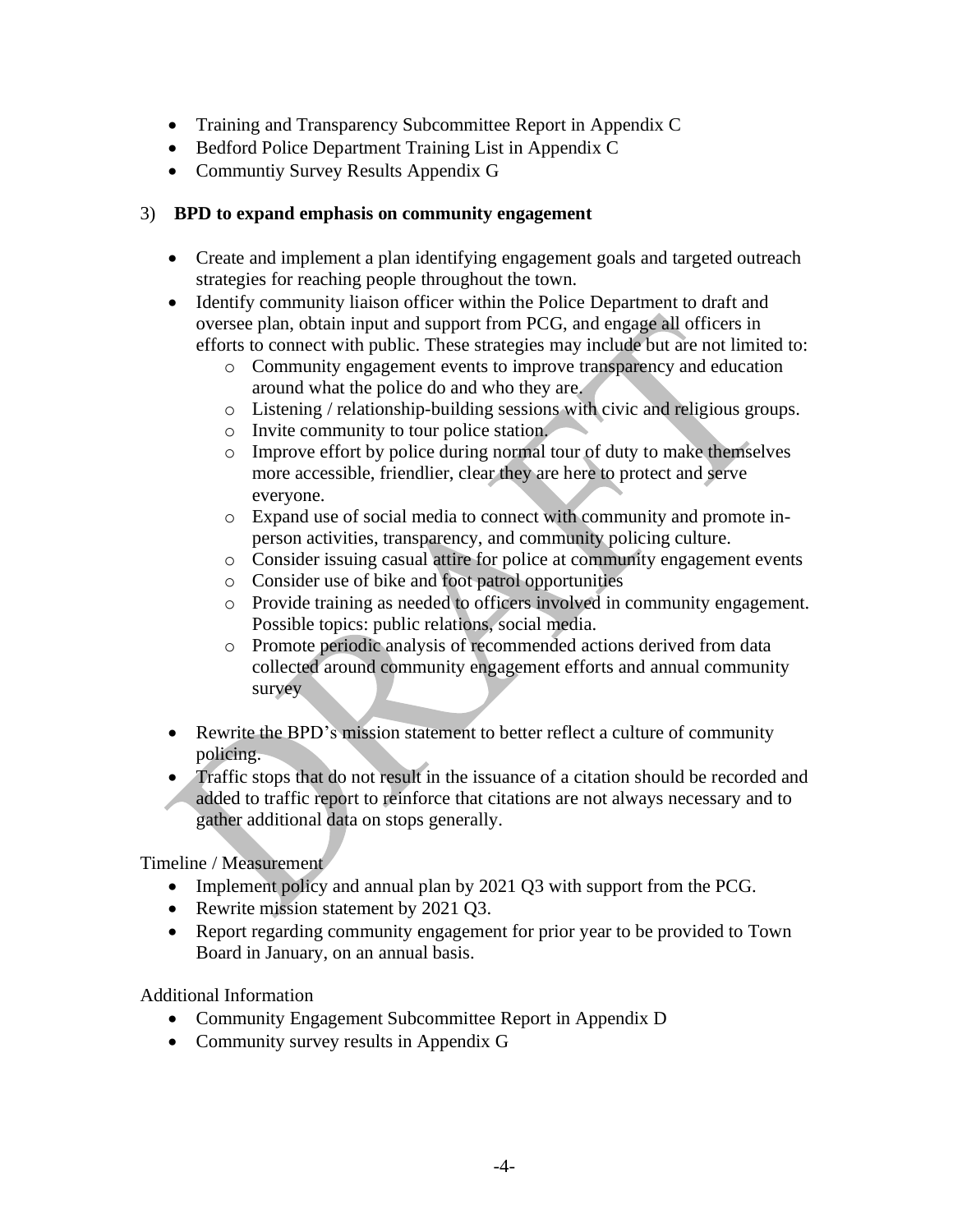- Training and Transparency Subcommittee Report in Appendix C
- Bedford Police Department Training List in Appendix C
- Communtiy Survey Results Appendix G

3) **BPD to expand emphasis on community engagement**

- Create and implement a plan identifying engagement goals and targeted outreach strategies for reaching people throughout the town.
- Identify community liaison officer within the Police Department to draft and oversee plan, obtain input and support from PCG, and engage all officers in efforts to connect with public. These strategies may include but are not limited to:
  - Community engagement events to improve transparency and education around what the police do and who they are.
  - Listening / relationship-building sessions with civic and religious groups.
  - Invite community to tour police station.
  - Improve effort by police during normal tour of duty to make themselves more accessible, friendlier, clear they are here to protect and serve everyone.
  - Expand use of social media to connect with community and promote in-person activities, transparency, and community policing culture.
  - Consider issuing casual attire for police at community engagement events
  - Consider use of bike and foot patrol opportunities
  - Provide training as needed to officers involved in community engagement. Possible topics: public relations, social media.
  - Promote periodic analysis of recommended actions derived from data collected around community engagement efforts and annual community survey
- Rewrite the BPD's mission statement to better reflect a culture of community policing.
- Traffic stops that do not result in the issuance of a citation should be recorded and added to traffic report to reinforce that citations are not always necessary and to gather additional data on stops generally.

Timeline / Measurement

- Implement policy and annual plan by 2021 Q3 with support from the PCG.
- Rewrite mission statement by 2021 Q3.
- Report regarding community engagement for prior year to be provided to Town Board in January, on an annual basis.

Additional Information

- Community Engagement Subcommittee Report in Appendix D
- Community survey results in Appendix G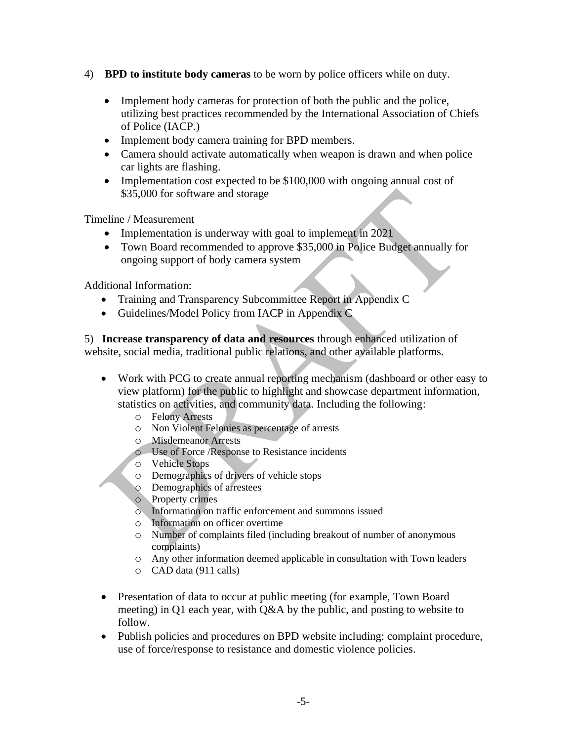4) **BPD to institute body cameras** to be worn by police officers while on duty.

- Implement body cameras for protection of both the public and the police, utilizing best practices recommended by the International Association of Chiefs of Police (IACP.)
- Implement body camera training for BPD members.
- Camera should activate automatically when weapon is drawn and when police car lights are flashing.
- Implementation cost expected to be $100,000 with ongoing annual cost of $35,000 for software and storage

Timeline / Measurement

- Implementation is underway with goal to implement in 2021
- Town Board recommended to approve $35,000 in Police Budget annually for ongoing support of body camera system

Additional Information:

- Training and Transparency Subcommittee Report in Appendix C
- Guidelines/Model Policy from IACP in Appendix C

5) **Increase transparency of data and resources** through enhanced utilization of website, social media, traditional public relations, and other available platforms.

- Work with PCG to create annual reporting mechanism (dashboard or other easy to view platform) for the public to highlight and showcase department information, statistics on activities, and community data. Including the following:
  - Felony Arrests
  - Non Violent Felonies as percentage of arrests
  - Misdemeanor Arrests
  - Use of Force /Response to Resistance incidents
  - Vehicle Stops
  - Demographics of drivers of vehicle stops
  - Demographics of arrestees
  - Property crimes
  - Information on traffic enforcement and summons issued
  - Information on officer overtime
  - Number of complaints filed (including breakout of number of anonymous complaints)
  - Any other information deemed applicable in consultation with Town leaders
  - CAD data (911 calls)

- Presentation of data to occur at public meeting (for example, Town Board meeting) in Q1 each year, with Q&A by the public, and posting to website to follow.
- Publish policies and procedures on BPD website including: complaint procedure, use of force/response to resistance and domestic violence policies.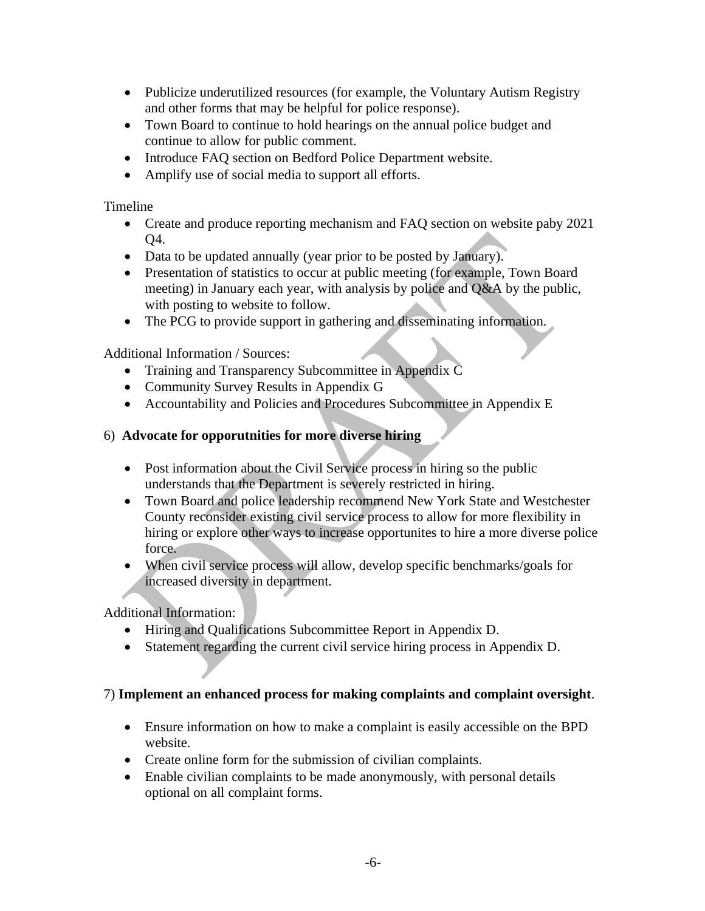- Publicize underutilized resources (for example, the Voluntary Autism Registry and other forms that may be helpful for police response).
- Town Board to continue to hold hearings on the annual police budget and continue to allow for public comment.
- Introduce FAQ section on Bedford Police Department website.
- Amplify use of social media to support all efforts.

Timeline

- Create and produce reporting mechanism and FAQ section on website paby 2021 Q4.
- Data to be updated annually (year prior to be posted by January).
- Presentation of statistics to occur at public meeting (for example, Town Board meeting) in January each year, with analysis by police and Q&A by the public, with posting to website to follow.
- The PCG to provide support in gathering and disseminating information.

Additional Information / Sources:

- Training and Transparency Subcommittee in Appendix C
- Community Survey Results in Appendix G
- Accountability and Policies and Procedures Subcommittee in Appendix E

6) **Advocate for opporutnities for more diverse hiring**

- Post information about the Civil Service process in hiring so the public understands that the Department is severely restricted in hiring.
- Town Board and police leadership recommend New York State and Westchester County reconsider existing civil service process to allow for more flexibility in hiring or explore other ways to increase opportunites to hire a more diverse police force.
- When civil service process will allow, develop specific benchmarks/goals for increased diversity in department.

Additional Information:

- Hiring and Qualifications Subcommittee Report in Appendix D.
- Statement regarding the current civil service hiring process in Appendix D.

7) **Implement an enhanced process for making complaints and complaint oversight**.

- Ensure information on how to make a complaint is easily accessible on the BPD website.
- Create online form for the submission of civilian complaints.
- Enable civilian complaints to be made anonymously, with personal details optional on all complaint forms.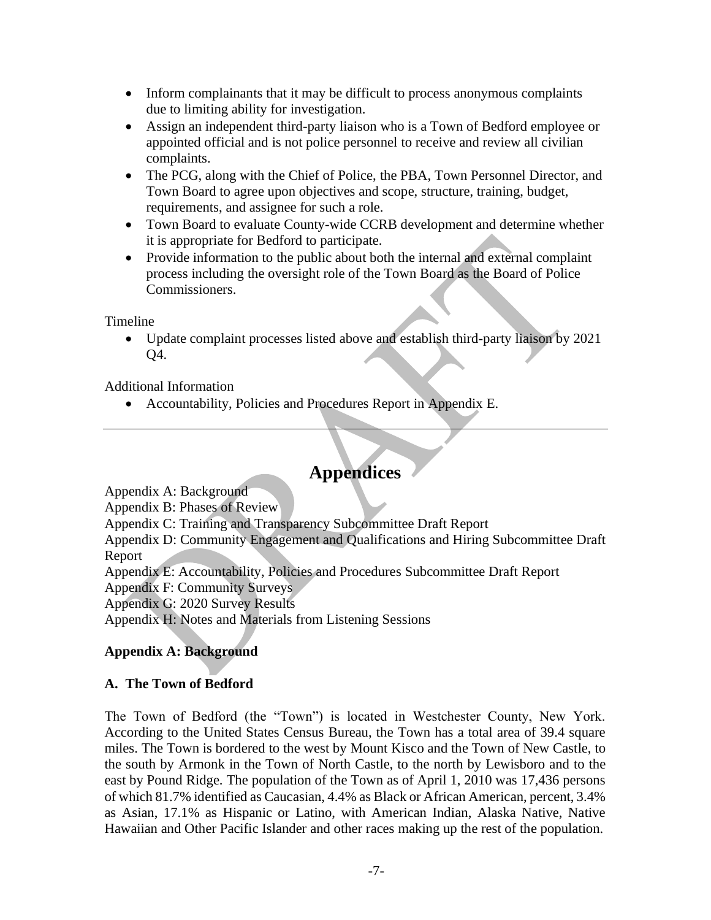- Inform complainants that it may be difficult to process anonymous complaints due to limiting ability for investigation.
- Assign an independent third-party liaison who is a Town of Bedford employee or appointed official and is not police personnel to receive and review all civilian complaints.
- The PCG, along with the Chief of Police, the PBA, Town Personnel Director, and Town Board to agree upon objectives and scope, structure, training, budget, requirements, and assignee for such a role.
- Town Board to evaluate County-wide CCRB development and determine whether it is appropriate for Bedford to participate.
- Provide information to the public about both the internal and external complaint process including the oversight role of the Town Board as the Board of Police Commissioners.

Timeline

- Update complaint processes listed above and establish third-party liaison by 2021 Q4.

Additional Information

- Accountability, Policies and Procedures Report in Appendix E.

---

# Appendices

Appendix A: Background
Appendix B: Phases of Review
Appendix C: Training and Transparency Subcommittee Draft Report
Appendix D: Community Engagement and Qualifications and Hiring Subcommittee Draft Report
Appendix E: Accountability, Policies and Procedures Subcommittee Draft Report
Appendix F: Community Surveys
Appendix G: 2020 Survey Results
Appendix H: Notes and Materials from Listening Sessions

**Appendix A: Background**

**A. The Town of Bedford**

The Town of Bedford (the "Town") is located in Westchester County, New York. According to the United States Census Bureau, the Town has a total area of 39.4 square miles. The Town is bordered to the west by Mount Kisco and the Town of New Castle, to the south by Armonk in the Town of North Castle, to the north by Lewisboro and to the east by Pound Ridge. The population of the Town as of April 1, 2010 was 17,436 persons of which 81.7% identified as Caucasian, 4.4% as Black or African American, percent, 3.4% as Asian, 17.1% as Hispanic or Latino, with American Indian, Alaska Native, Native Hawaiian and Other Pacific Islander and other races making up the rest of the population.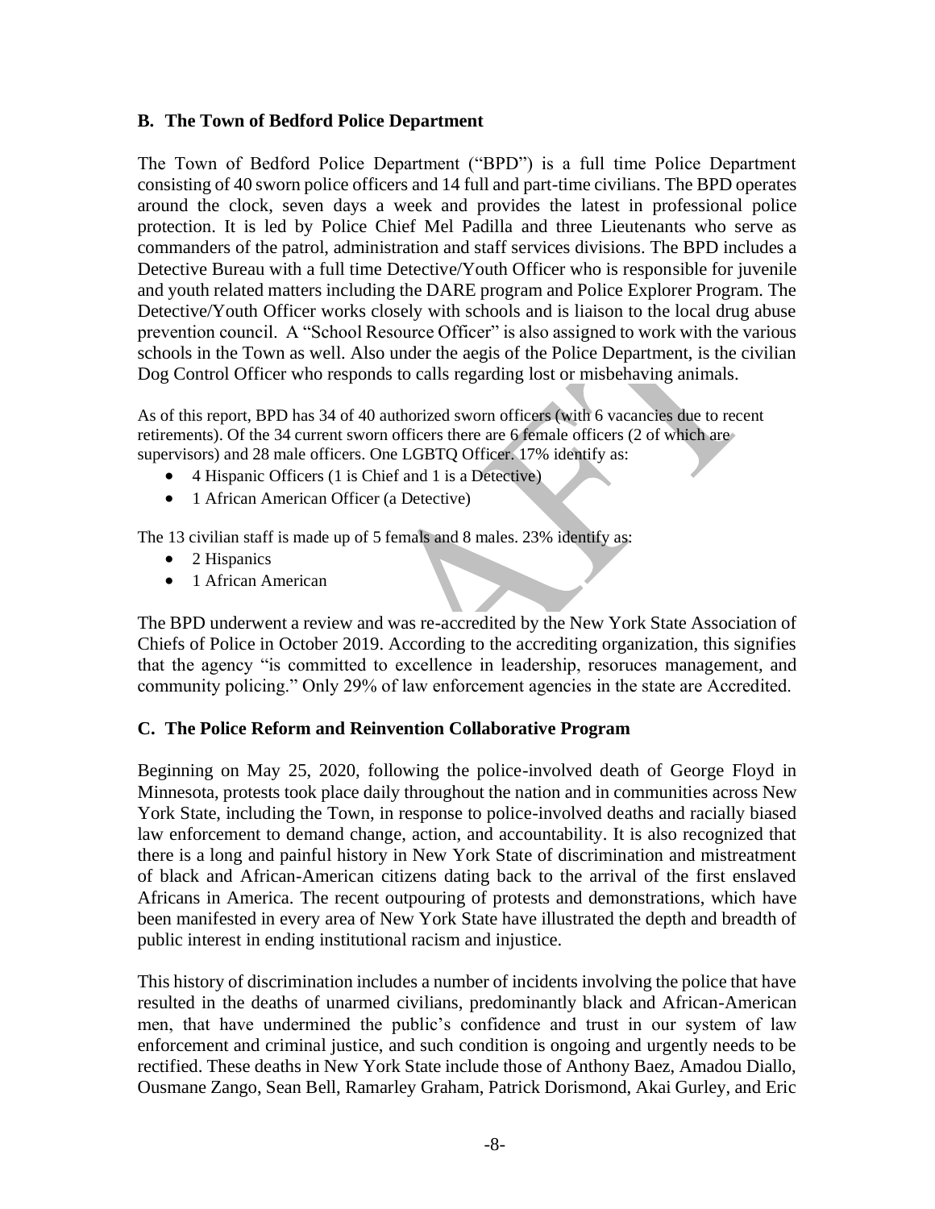## B. The Town of Bedford Police Department

The Town of Bedford Police Department ("BPD") is a full time Police Department consisting of 40 sworn police officers and 14 full and part-time civilians. The BPD operates around the clock, seven days a week and provides the latest in professional police protection. It is led by Police Chief Mel Padilla and three Lieutenants who serve as commanders of the patrol, administration and staff services divisions. The BPD includes a Detective Bureau with a full time Detective/Youth Officer who is responsible for juvenile and youth related matters including the DARE program and Police Explorer Program. The Detective/Youth Officer works closely with schools and is liaison to the local drug abuse prevention council. A "School Resource Officer" is also assigned to work with the various schools in the Town as well. Also under the aegis of the Police Department, is the civilian Dog Control Officer who responds to calls regarding lost or misbehaving animals.

As of this report, BPD has 34 of 40 authorized sworn officers (with 6 vacancies due to recent retirements). Of the 34 current sworn officers there are 6 female officers (2 of which are supervisors) and 28 male officers. One LGBTQ Officer. 17% identify as:

- 4 Hispanic Officers (1 is Chief and 1 is a Detective)
- 1 African American Officer (a Detective)

The 13 civilian staff is made up of 5 femals and 8 males. 23% identify as:

- 2 Hispanics
- 1 African American

The BPD underwent a review and was re-accredited by the New York State Association of Chiefs of Police in October 2019. According to the accrediting organization, this signifies that the agency "is committed to excellence in leadership, resoruces management, and community policing." Only 29% of law enforcement agencies in the state are Accredited.

## C. The Police Reform and Reinvention Collaborative Program

Beginning on May 25, 2020, following the police-involved death of George Floyd in Minnesota, protests took place daily throughout the nation and in communities across New York State, including the Town, in response to police-involved deaths and racially biased law enforcement to demand change, action, and accountability. It is also recognized that there is a long and painful history in New York State of discrimination and mistreatment of black and African-American citizens dating back to the arrival of the first enslaved Africans in America. The recent outpouring of protests and demonstrations, which have been manifested in every area of New York State have illustrated the depth and breadth of public interest in ending institutional racism and injustice.

This history of discrimination includes a number of incidents involving the police that have resulted in the deaths of unarmed civilians, predominantly black and African-American men, that have undermined the public's confidence and trust in our system of law enforcement and criminal justice, and such condition is ongoing and urgently needs to be rectified. These deaths in New York State include those of Anthony Baez, Amadou Diallo, Ousmane Zango, Sean Bell, Ramarley Graham, Patrick Dorismond, Akai Gurley, and Eric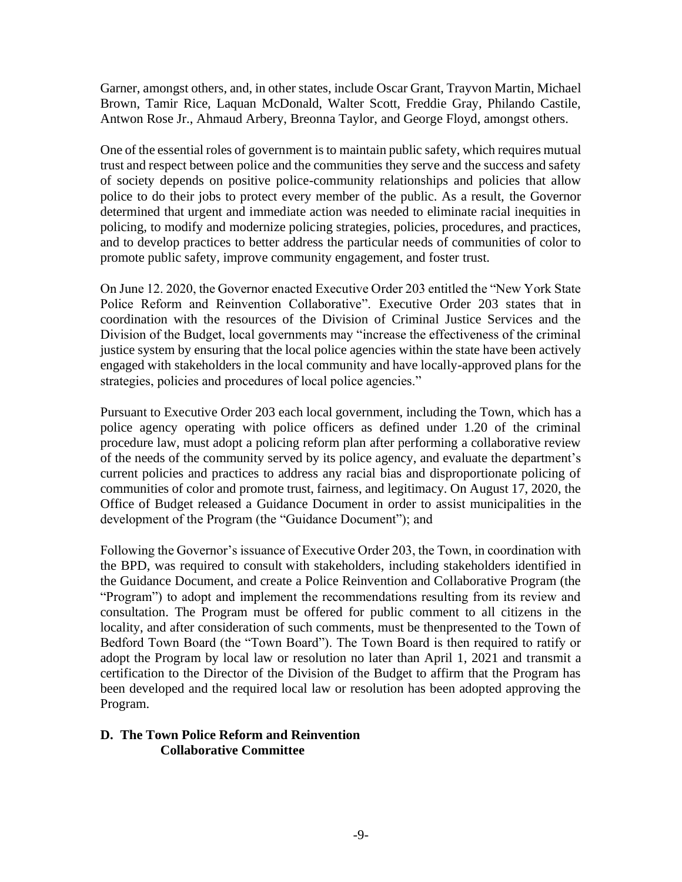Garner, amongst others, and, in other states, include Oscar Grant, Trayvon Martin, Michael Brown, Tamir Rice, Laquan McDonald, Walter Scott, Freddie Gray, Philando Castile, Antwon Rose Jr., Ahmaud Arbery, Breonna Taylor, and George Floyd, amongst others.

One of the essential roles of government is to maintain public safety, which requires mutual trust and respect between police and the communities they serve and the success and safety of society depends on positive police-community relationships and policies that allow police to do their jobs to protect every member of the public. As a result, the Governor determined that urgent and immediate action was needed to eliminate racial inequities in policing, to modify and modernize policing strategies, policies, procedures, and practices, and to develop practices to better address the particular needs of communities of color to promote public safety, improve community engagement, and foster trust.

On June 12. 2020, the Governor enacted Executive Order 203 entitled the "New York State Police Reform and Reinvention Collaborative". Executive Order 203 states that in coordination with the resources of the Division of Criminal Justice Services and the Division of the Budget, local governments may "increase the effectiveness of the criminal justice system by ensuring that the local police agencies within the state have been actively engaged with stakeholders in the local community and have locally-approved plans for the strategies, policies and procedures of local police agencies."

Pursuant to Executive Order 203 each local government, including the Town, which has a police agency operating with police officers as defined under 1.20 of the criminal procedure law, must adopt a policing reform plan after performing a collaborative review of the needs of the community served by its police agency, and evaluate the department's current policies and practices to address any racial bias and disproportionate policing of communities of color and promote trust, fairness, and legitimacy. On August 17, 2020, the Office of Budget released a Guidance Document in order to assist municipalities in the development of the Program (the "Guidance Document"); and

Following the Governor's issuance of Executive Order 203, the Town, in coordination with the BPD, was required to consult with stakeholders, including stakeholders identified in the Guidance Document, and create a Police Reinvention and Collaborative Program (the "Program") to adopt and implement the recommendations resulting from its review and consultation. The Program must be offered for public comment to all citizens in the locality, and after consideration of such comments, must be thenpresented to the Town of Bedford Town Board (the "Town Board"). The Town Board is then required to ratify or adopt the Program by local law or resolution no later than April 1, 2021 and transmit a certification to the Director of the Division of the Budget to affirm that the Program has been developed and the required local law or resolution has been adopted approving the Program.

## D. The Town Police Reform and Reinvention Collaborative Committee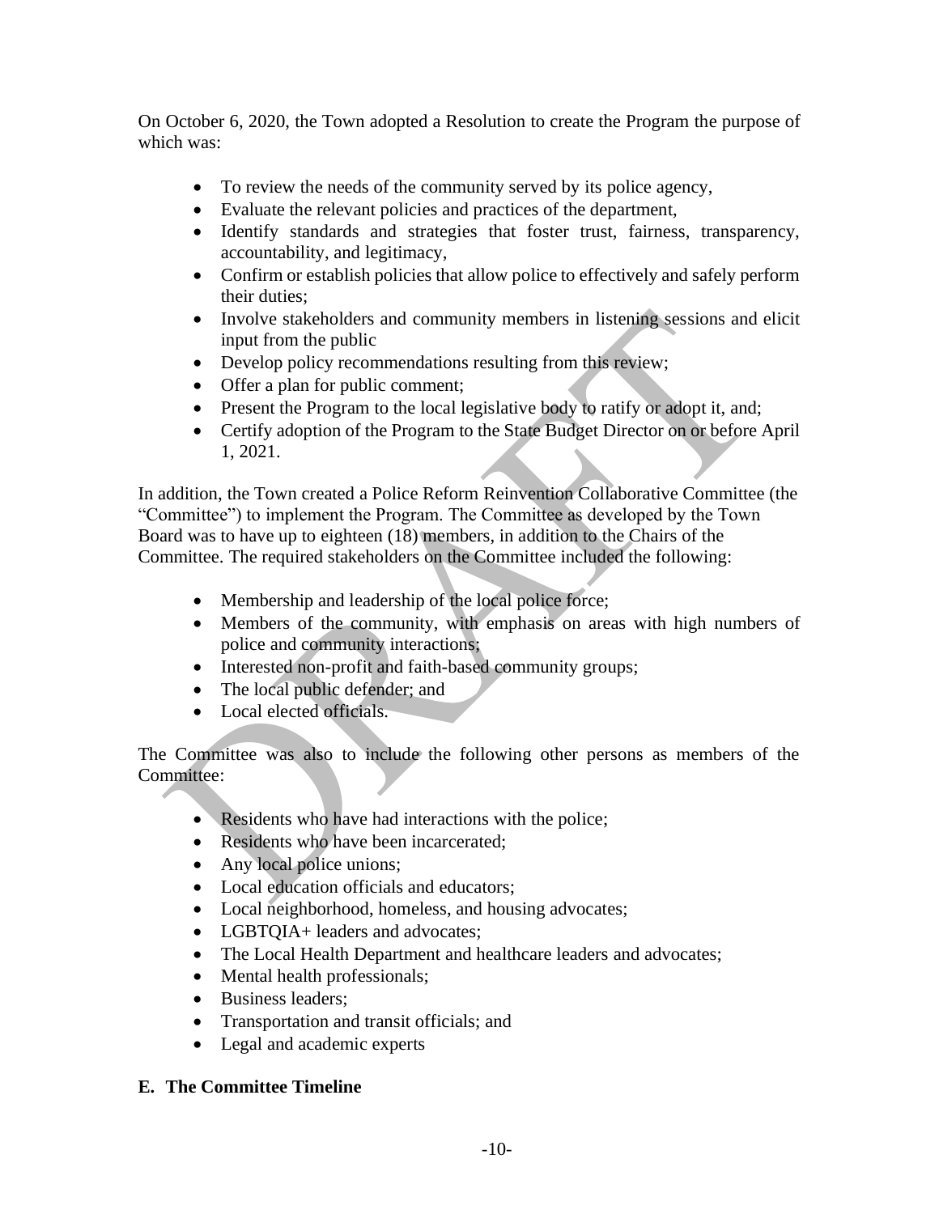On October 6, 2020, the Town adopted a Resolution to create the Program the purpose of which was:

- To review the needs of the community served by its police agency,
- Evaluate the relevant policies and practices of the department,
- Identify standards and strategies that foster trust, fairness, transparency, accountability, and legitimacy,
- Confirm or establish policies that allow police to effectively and safely perform their duties;
- Involve stakeholders and community members in listening sessions and elicit input from the public
- Develop policy recommendations resulting from this review;
- Offer a plan for public comment;
- Present the Program to the local legislative body to ratify or adopt it, and;
- Certify adoption of the Program to the State Budget Director on or before April 1, 2021.

In addition, the Town created a Police Reform Reinvention Collaborative Committee (the "Committee") to implement the Program. The Committee as developed by the Town Board was to have up to eighteen (18) members, in addition to the Chairs of the Committee. The required stakeholders on the Committee included the following:

- Membership and leadership of the local police force;
- Members of the community, with emphasis on areas with high numbers of police and community interactions;
- Interested non-profit and faith-based community groups;
- The local public defender; and
- Local elected officials.

The Committee was also to include the following other persons as members of the Committee:

- Residents who have had interactions with the police;
- Residents who have been incarcerated;
- Any local police unions;
- Local education officials and educators;
- Local neighborhood, homeless, and housing advocates;
- LGBTQIA+ leaders and advocates;
- The Local Health Department and healthcare leaders and advocates;
- Mental health professionals;
- Business leaders;
- Transportation and transit officials; and
- Legal and academic experts

## E. The Committee Timeline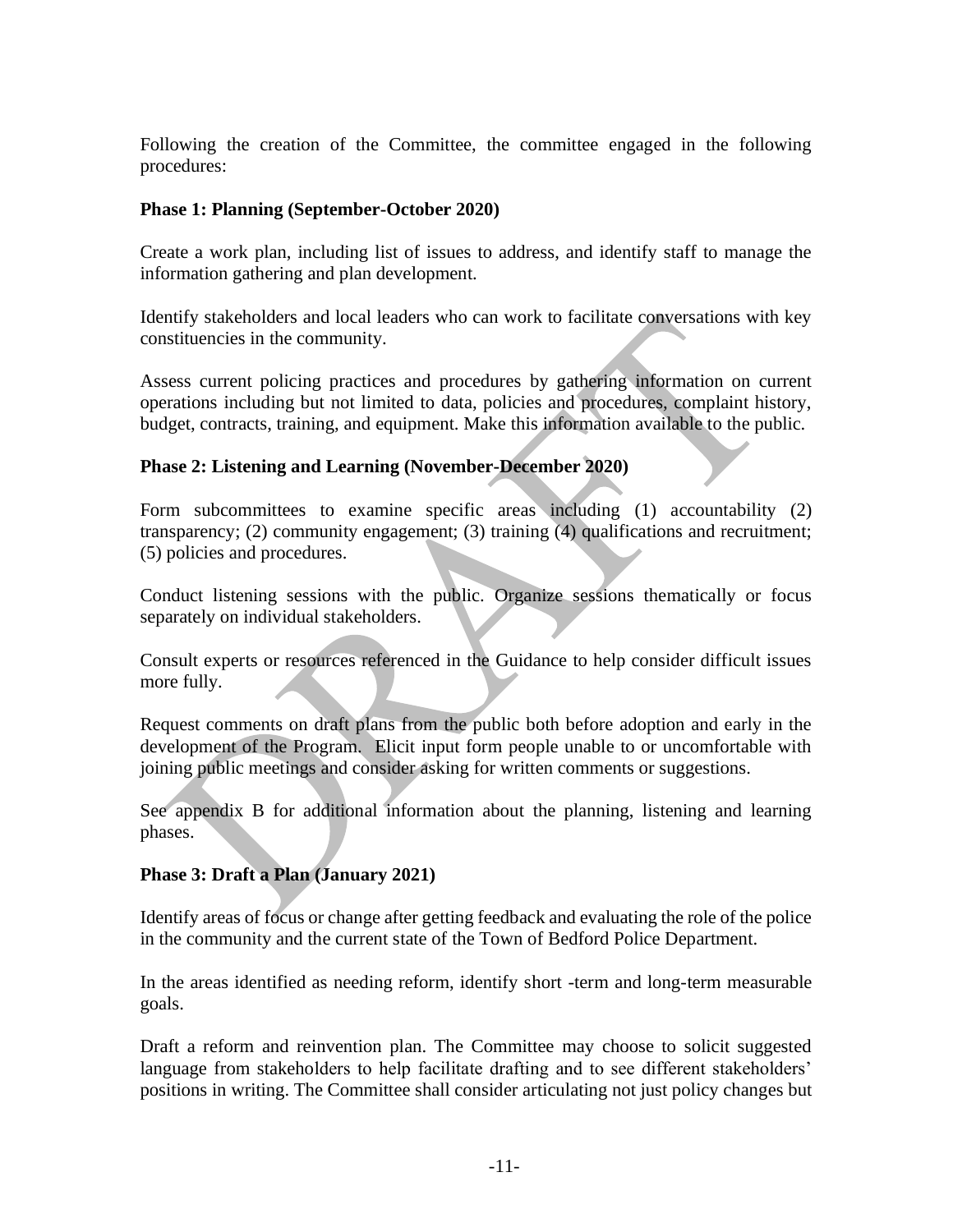Following the creation of the Committee, the committee engaged in the following procedures:

**Phase 1: Planning (September-October 2020)**

Create a work plan, including list of issues to address, and identify staff to manage the information gathering and plan development.

Identify stakeholders and local leaders who can work to facilitate conversations with key constituencies in the community.

Assess current policing practices and procedures by gathering information on current operations including but not limited to data, policies and procedures, complaint history, budget, contracts, training, and equipment. Make this information available to the public.

**Phase 2: Listening and Learning (November-December 2020)**

Form subcommittees to examine specific areas including (1) accountability (2) transparency; (2) community engagement; (3) training (4) qualifications and recruitment; (5) policies and procedures.

Conduct listening sessions with the public. Organize sessions thematically or focus separately on individual stakeholders.

Consult experts or resources referenced in the Guidance to help consider difficult issues more fully.

Request comments on draft plans from the public both before adoption and early in the development of the Program. Elicit input form people unable to or uncomfortable with joining public meetings and consider asking for written comments or suggestions.

See appendix B for additional information about the planning, listening and learning phases.

**Phase 3: Draft a Plan (January 2021)**

Identify areas of focus or change after getting feedback and evaluating the role of the police in the community and the current state of the Town of Bedford Police Department.

In the areas identified as needing reform, identify short -term and long-term measurable goals.

Draft a reform and reinvention plan. The Committee may choose to solicit suggested language from stakeholders to help facilitate drafting and to see different stakeholders' positions in writing. The Committee shall consider articulating not just policy changes but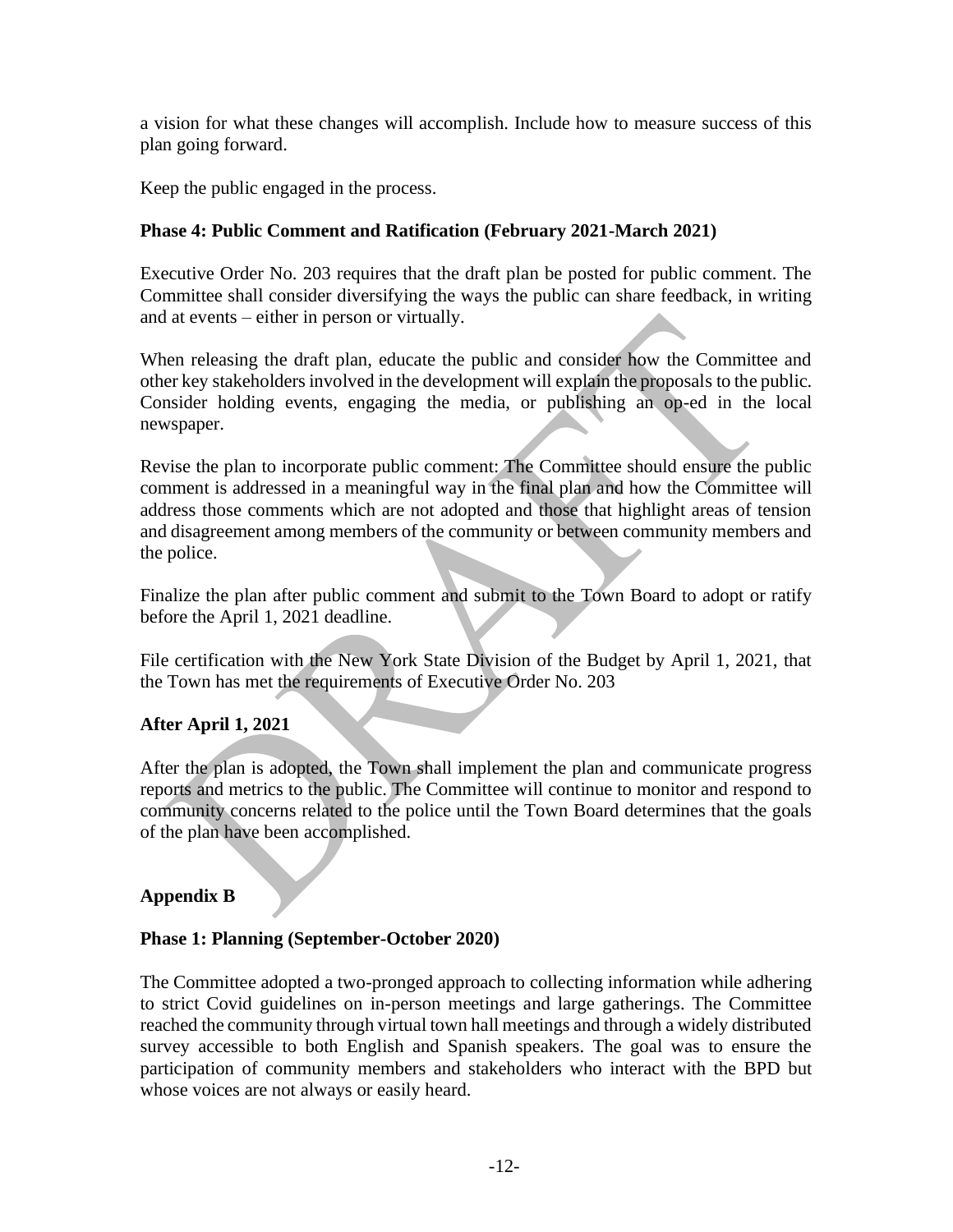a vision for what these changes will accomplish. Include how to measure success of this plan going forward.

Keep the public engaged in the process.

**Phase 4: Public Comment and Ratification (February 2021-March 2021)**

Executive Order No. 203 requires that the draft plan be posted for public comment. The Committee shall consider diversifying the ways the public can share feedback, in writing and at events – either in person or virtually.

When releasing the draft plan, educate the public and consider how the Committee and other key stakeholders involved in the development will explain the proposals to the public. Consider holding events, engaging the media, or publishing an op-ed in the local newspaper.

Revise the plan to incorporate public comment: The Committee should ensure the public comment is addressed in a meaningful way in the final plan and how the Committee will address those comments which are not adopted and those that highlight areas of tension and disagreement among members of the community or between community members and the police.

Finalize the plan after public comment and submit to the Town Board to adopt or ratify before the April 1, 2021 deadline.

File certification with the New York State Division of the Budget by April 1, 2021, that the Town has met the requirements of Executive Order No. 203

**After April 1, 2021**

After the plan is adopted, the Town shall implement the plan and communicate progress reports and metrics to the public. The Committee will continue to monitor and respond to community concerns related to the police until the Town Board determines that the goals of the plan have been accomplished.

**Appendix B**

**Phase 1: Planning (September-October 2020)**

The Committee adopted a two-pronged approach to collecting information while adhering to strict Covid guidelines on in-person meetings and large gatherings. The Committee reached the community through virtual town hall meetings and through a widely distributed survey accessible to both English and Spanish speakers. The goal was to ensure the participation of community members and stakeholders who interact with the BPD but whose voices are not always or easily heard.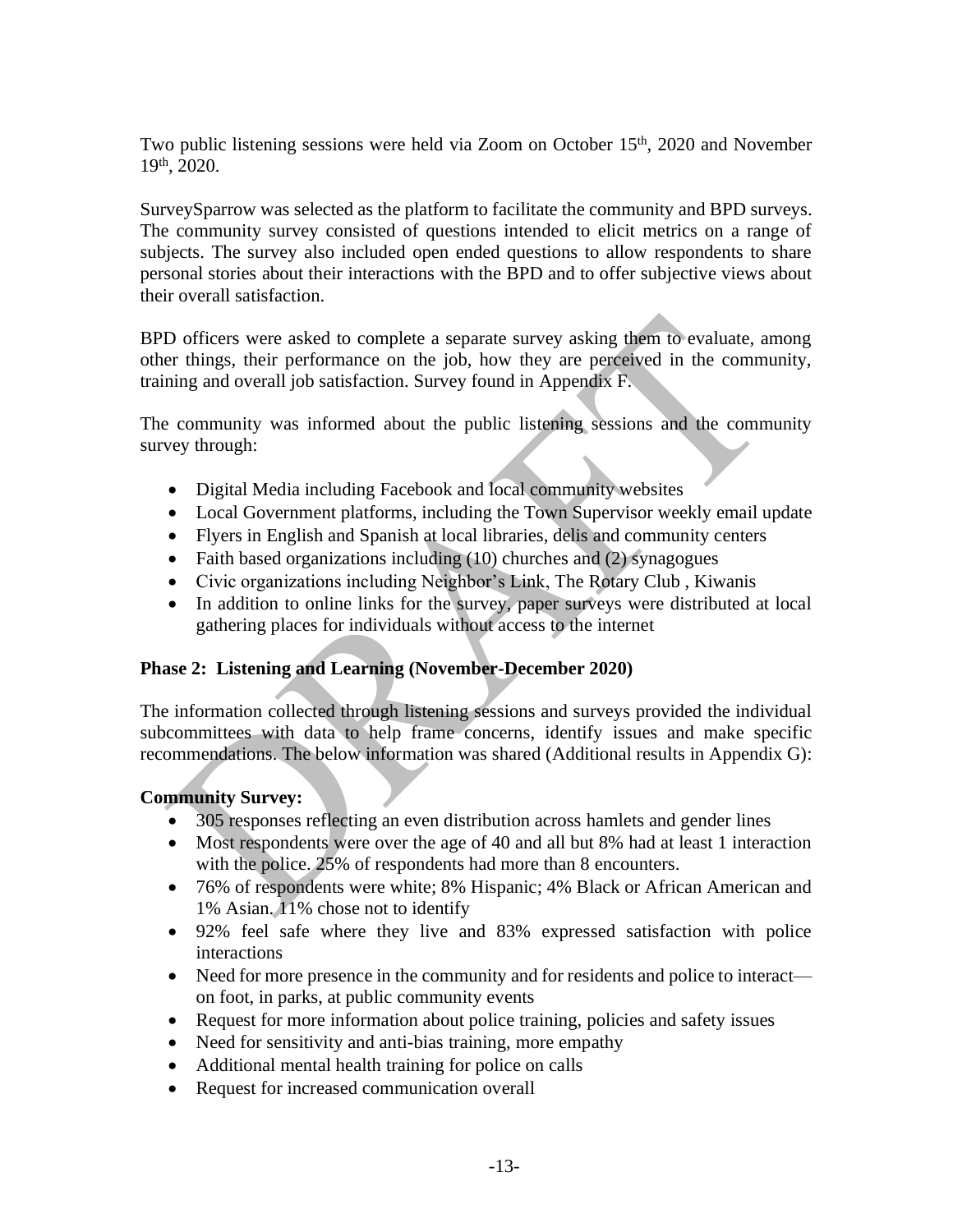Two public listening sessions were held via Zoom on October 15th, 2020 and November 19th, 2020.

SurveySparrow was selected as the platform to facilitate the community and BPD surveys. The community survey consisted of questions intended to elicit metrics on a range of subjects. The survey also included open ended questions to allow respondents to share personal stories about their interactions with the BPD and to offer subjective views about their overall satisfaction.

BPD officers were asked to complete a separate survey asking them to evaluate, among other things, their performance on the job, how they are perceived in the community, training and overall job satisfaction. Survey found in Appendix F.

The community was informed about the public listening sessions and the community survey through:

- Digital Media including Facebook and local community websites
- Local Government platforms, including the Town Supervisor weekly email update
- Flyers in English and Spanish at local libraries, delis and community centers
- Faith based organizations including (10) churches and (2) synagogues
- Civic organizations including Neighbor's Link, The Rotary Club , Kiwanis
- In addition to online links for the survey, paper surveys were distributed at local gathering places for individuals without access to the internet

**Phase 2: Listening and Learning (November-December 2020)**

The information collected through listening sessions and surveys provided the individual subcommittees with data to help frame concerns, identify issues and make specific recommendations. The below information was shared (Additional results in Appendix G):

**Community Survey:**

- 305 responses reflecting an even distribution across hamlets and gender lines
- Most respondents were over the age of 40 and all but 8% had at least 1 interaction with the police. 25% of respondents had more than 8 encounters.
- 76% of respondents were white; 8% Hispanic; 4% Black or African American and 1% Asian. 11% chose not to identify
- 92% feel safe where they live and 83% expressed satisfaction with police interactions
- Need for more presence in the community and for residents and police to interact—on foot, in parks, at public community events
- Request for more information about police training, policies and safety issues
- Need for sensitivity and anti-bias training, more empathy
- Additional mental health training for police on calls
- Request for increased communication overall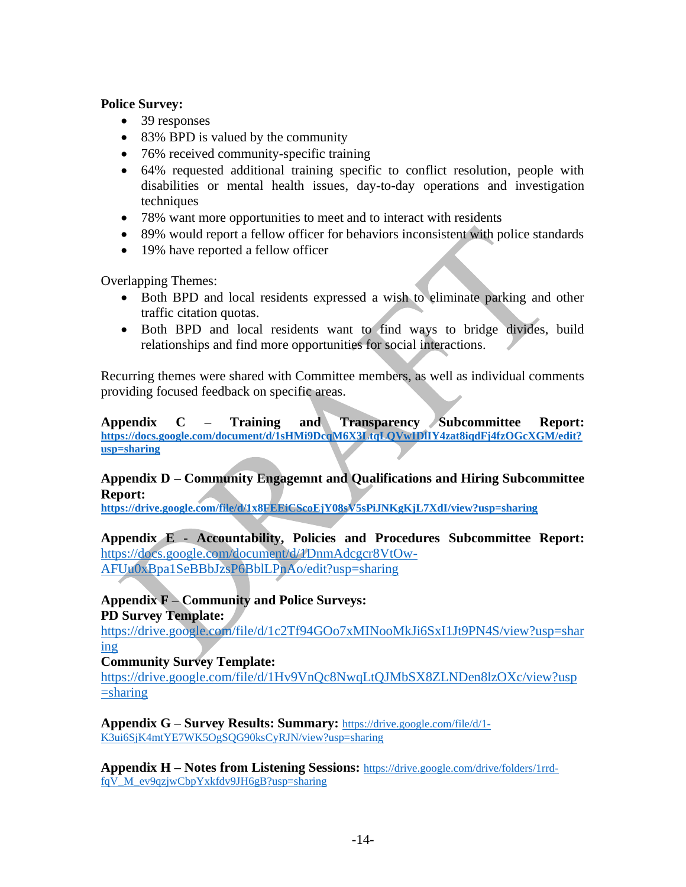**Police Survey:**

- 39 responses
- 83% BPD is valued by the community
- 76% received community-specific training
- 64% requested additional training specific to conflict resolution, people with disabilities or mental health issues, day-to-day operations and investigation techniques
- 78% want more opportunities to meet and to interact with residents
- 89% would report a fellow officer for behaviors inconsistent with police standards
- 19% have reported a fellow officer

Overlapping Themes:

- Both BPD and local residents expressed a wish to eliminate parking and other traffic citation quotas.
- Both BPD and local residents want to find ways to bridge divides, build relationships and find more opportunities for social interactions.

Recurring themes were shared with Committee members, as well as individual comments providing focused feedback on specific areas.

**Appendix C – Training and Transparency Subcommittee Report:** **https://docs.google.com/document/d/1sHMi9DcqM6X3LtqLQVwIDlIY4zat8iqdFj4fzOGcXGM/edit?usp=sharing**

**Appendix D – Community Engagemnt and Qualifications and Hiring Subcommittee Report:**
**https://drive.google.com/file/d/1x8FEEiCScoEjY08sV5sPiJNKgKjL7XdI/view?usp=sharing**

**Appendix E - Accountability, Policies and Procedures Subcommittee Report:** https://docs.google.com/document/d/1DnmAdcgcr8VtOw-AFUu0xBpa1SeBBbJzsP6BblLPnAo/edit?usp=sharing

**Appendix F – Community and Police Surveys:**
**PD Survey Template:**
https://drive.google.com/file/d/1c2Tf94GOo7xMINooMkJi6SxI1Jt9PN4S/view?usp=sharing
**Community Survey Template:**
https://drive.google.com/file/d/1Hv9VnQc8NwqLtQJMbSX8ZLNDen8lzOXc/view?usp=sharing

**Appendix G – Survey Results: Summary:** https://drive.google.com/file/d/1-K3ui6SjK4mtYE7WK5OgSQG90ksCyRJN/view?usp=sharing

**Appendix H – Notes from Listening Sessions:** https://drive.google.com/drive/folders/1rrd-fqV_M_ev9qzjwCbpYxkfdv9JH6gB?usp=sharing